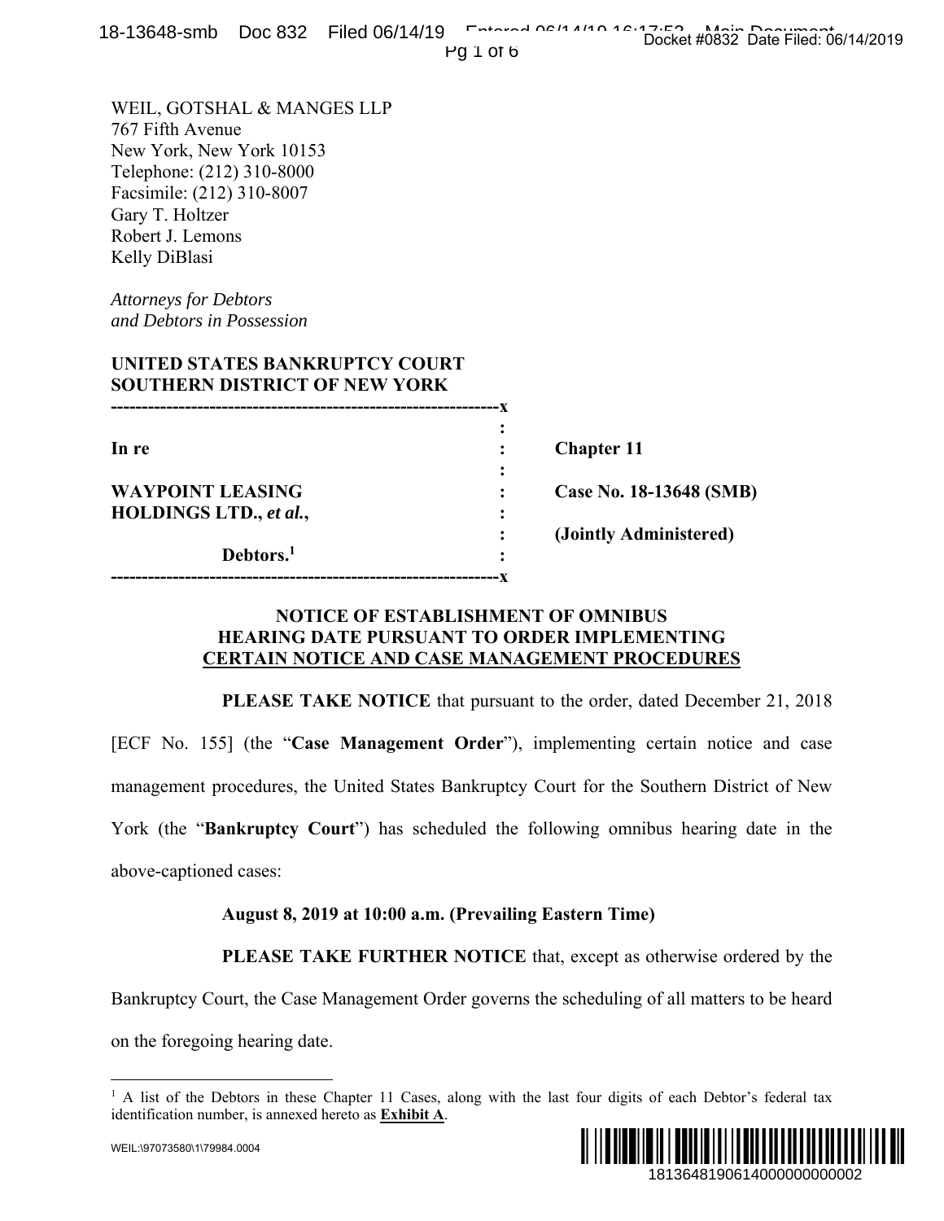WEIL, GOTSHAL & MANGES LLP
767 Fifth Avenue
New York, New York 10153
Telephone: (212) 310-8000
Facsimile: (212) 310-8007
Gary T. Holtzer
Robert J. Lemons
Kelly DiBlasi

*Attorneys for Debtors*
*and Debtors in Possession*

**UNITED STATES BANKRUPTCY COURT**
**SOUTHERN DISTRICT OF NEW YORK**

| | | |
|---|---|---|
| **In re** | : | **Chapter 11** |
| **WAYPOINT LEASING HOLDINGS LTD., *et al.*,** | : | **Case No. 18-13648 (SMB)** |
| | : | **(Jointly Administered)** |
| **Debtors.**[1] | : | |

## NOTICE OF ESTABLISHMENT OF OMNIBUS HEARING DATE PURSUANT TO ORDER IMPLEMENTING CERTAIN NOTICE AND CASE MANAGEMENT PROCEDURES

**PLEASE TAKE NOTICE** that pursuant to the order, dated December 21, 2018 [ECF No. 155] (the "**Case Management Order**"), implementing certain notice and case management procedures, the United States Bankruptcy Court for the Southern District of New York (the "**Bankruptcy Court**") has scheduled the following omnibus hearing date in the above-captioned cases:

**August 8, 2019 at 10:00 a.m. (Prevailing Eastern Time)**

**PLEASE TAKE FURTHER NOTICE** that, except as otherwise ordered by the Bankruptcy Court, the Case Management Order governs the scheduling of all matters to be heard on the foregoing hearing date.

---

[1] A list of the Debtors in these Chapter 11 Cases, along with the last four digits of each Debtor's federal tax identification number, is annexed hereto as **Exhibit A**.

WEIL:\97073580\1\79984.0004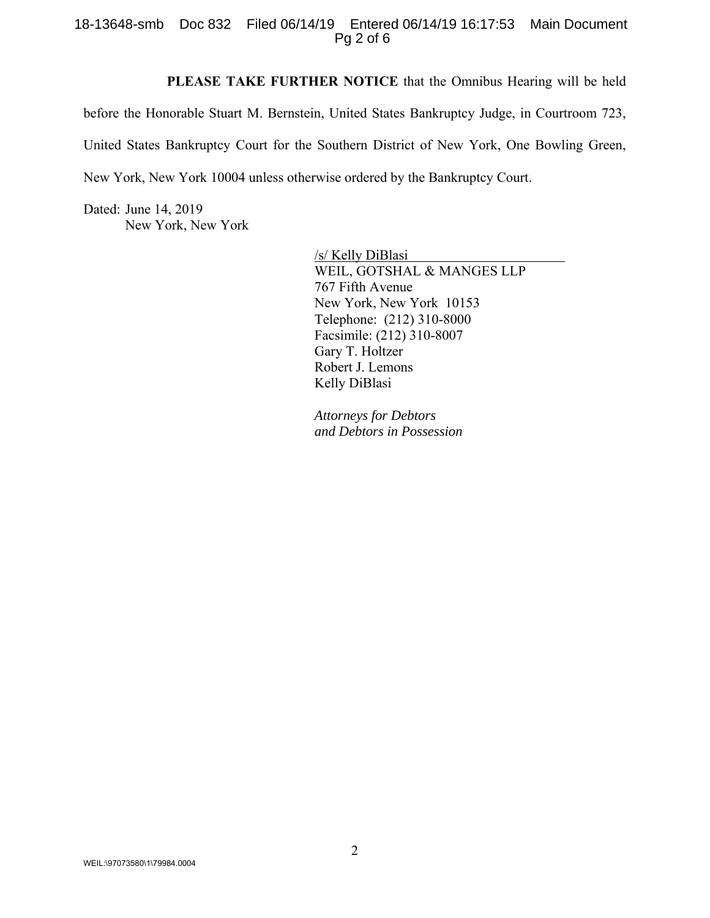**PLEASE TAKE FURTHER NOTICE** that the Omnibus Hearing will be held before the Honorable Stuart M. Bernstein, United States Bankruptcy Judge, in Courtroom 723, United States Bankruptcy Court for the Southern District of New York, One Bowling Green, New York, New York 10004 unless otherwise ordered by the Bankruptcy Court.

Dated: June 14, 2019
New York, New York

/s/ Kelly DiBlasi
WEIL, GOTSHAL & MANGES LLP
767 Fifth Avenue
New York, New York 10153
Telephone: (212) 310-8000
Facsimile: (212) 310-8007
Gary T. Holtzer
Robert J. Lemons
Kelly DiBlasi

*Attorneys for Debtors and Debtors in Possession*

WEIL:\97073580\1\79984.0004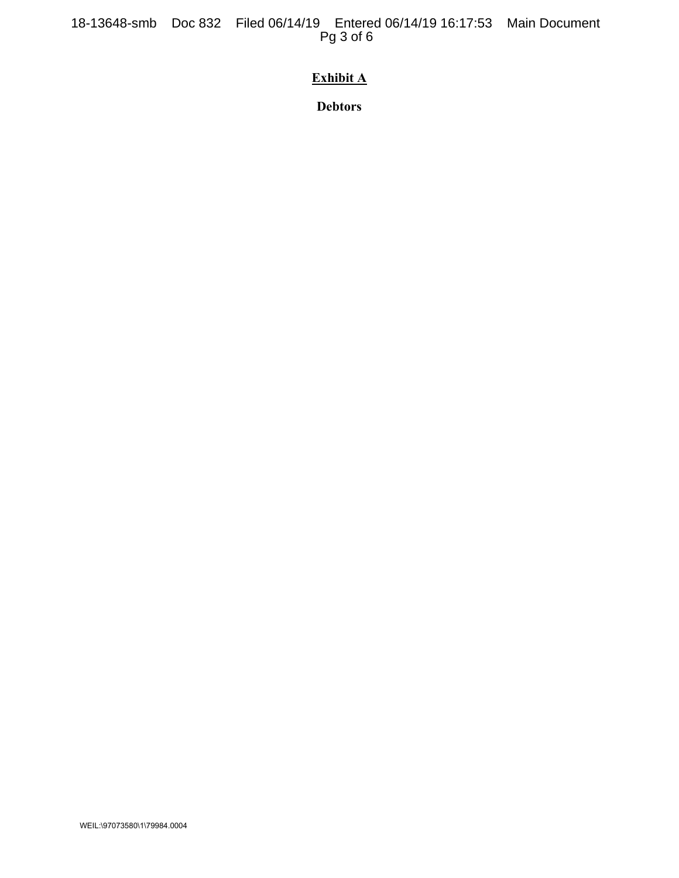**Exhibit A**

**Debtors**

WEIL:\97073580\1\79984.0004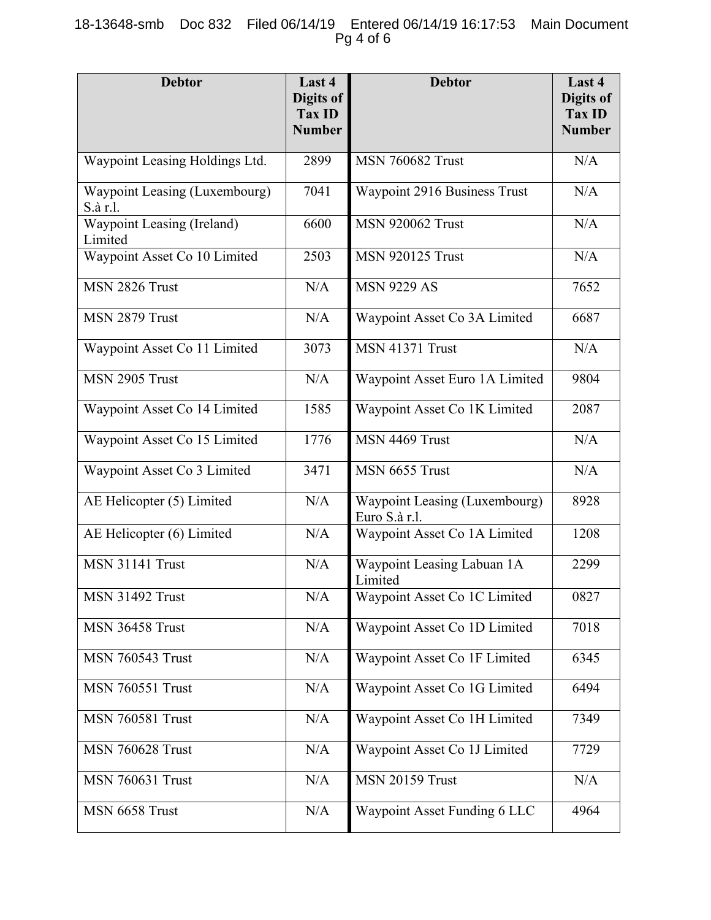| Debtor | Last 4 Digits of Tax ID Number | Debtor | Last 4 Digits of Tax ID Number |
|---|---|---|---|
| Waypoint Leasing Holdings Ltd. | 2899 | MSN 760682 Trust | N/A |
| Waypoint Leasing (Luxembourg) S.à r.l. | 7041 | Waypoint 2916 Business Trust | N/A |
| Waypoint Leasing (Ireland) Limited | 6600 | MSN 920062 Trust | N/A |
| Waypoint Asset Co 10 Limited | 2503 | MSN 920125 Trust | N/A |
| MSN 2826 Trust | N/A | MSN 9229 AS | 7652 |
| MSN 2879 Trust | N/A | Waypoint Asset Co 3A Limited | 6687 |
| Waypoint Asset Co 11 Limited | 3073 | MSN 41371 Trust | N/A |
| MSN 2905 Trust | N/A | Waypoint Asset Euro 1A Limited | 9804 |
| Waypoint Asset Co 14 Limited | 1585 | Waypoint Asset Co 1K Limited | 2087 |
| Waypoint Asset Co 15 Limited | 1776 | MSN 4469 Trust | N/A |
| Waypoint Asset Co 3 Limited | 3471 | MSN 6655 Trust | N/A |
| AE Helicopter (5) Limited | N/A | Waypoint Leasing (Luxembourg) Euro S.à r.l. | 8928 |
| AE Helicopter (6) Limited | N/A | Waypoint Asset Co 1A Limited | 1208 |
| MSN 31141 Trust | N/A | Waypoint Leasing Labuan 1A Limited | 2299 |
| MSN 31492 Trust | N/A | Waypoint Asset Co 1C Limited | 0827 |
| MSN 36458 Trust | N/A | Waypoint Asset Co 1D Limited | 7018 |
| MSN 760543 Trust | N/A | Waypoint Asset Co 1F Limited | 6345 |
| MSN 760551 Trust | N/A | Waypoint Asset Co 1G Limited | 6494 |
| MSN 760581 Trust | N/A | Waypoint Asset Co 1H Limited | 7349 |
| MSN 760628 Trust | N/A | Waypoint Asset Co 1J Limited | 7729 |
| MSN 760631 Trust | N/A | MSN 20159 Trust | N/A |
| MSN 6658 Trust | N/A | Waypoint Asset Funding 6 LLC | 4964 |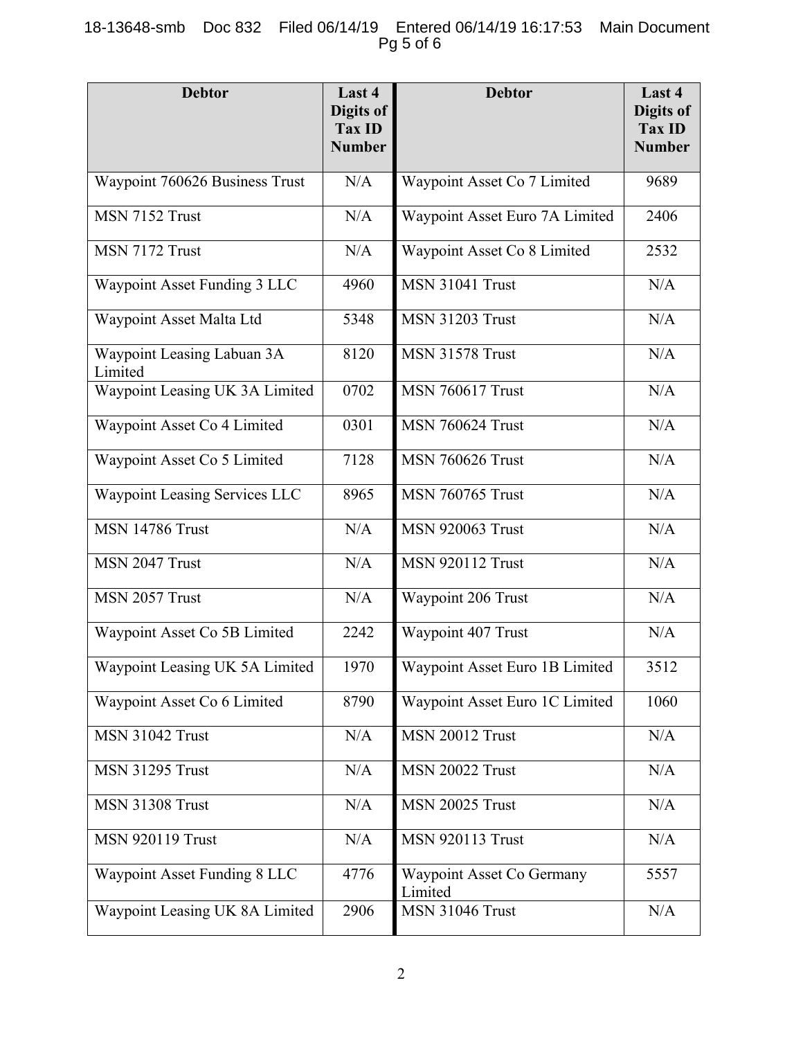| Debtor | Last 4 Digits of Tax ID Number | Debtor | Last 4 Digits of Tax ID Number |
|---|---|---|---|
| Waypoint 760626 Business Trust | N/A | Waypoint Asset Co 7 Limited | 9689 |
| MSN 7152 Trust | N/A | Waypoint Asset Euro 7A Limited | 2406 |
| MSN 7172 Trust | N/A | Waypoint Asset Co 8 Limited | 2532 |
| Waypoint Asset Funding 3 LLC | 4960 | MSN 31041 Trust | N/A |
| Waypoint Asset Malta Ltd | 5348 | MSN 31203 Trust | N/A |
| Waypoint Leasing Labuan 3A Limited | 8120 | MSN 31578 Trust | N/A |
| Waypoint Leasing UK 3A Limited | 0702 | MSN 760617 Trust | N/A |
| Waypoint Asset Co 4 Limited | 0301 | MSN 760624 Trust | N/A |
| Waypoint Asset Co 5 Limited | 7128 | MSN 760626 Trust | N/A |
| Waypoint Leasing Services LLC | 8965 | MSN 760765 Trust | N/A |
| MSN 14786 Trust | N/A | MSN 920063 Trust | N/A |
| MSN 2047 Trust | N/A | MSN 920112 Trust | N/A |
| MSN 2057 Trust | N/A | Waypoint 206 Trust | N/A |
| Waypoint Asset Co 5B Limited | 2242 | Waypoint 407 Trust | N/A |
| Waypoint Leasing UK 5A Limited | 1970 | Waypoint Asset Euro 1B Limited | 3512 |
| Waypoint Asset Co 6 Limited | 8790 | Waypoint Asset Euro 1C Limited | 1060 |
| MSN 31042 Trust | N/A | MSN 20012 Trust | N/A |
| MSN 31295 Trust | N/A | MSN 20022 Trust | N/A |
| MSN 31308 Trust | N/A | MSN 20025 Trust | N/A |
| MSN 920119 Trust | N/A | MSN 920113 Trust | N/A |
| Waypoint Asset Funding 8 LLC | 4776 | Waypoint Asset Co Germany Limited | 5557 |
| Waypoint Leasing UK 8A Limited | 2906 | MSN 31046 Trust | N/A |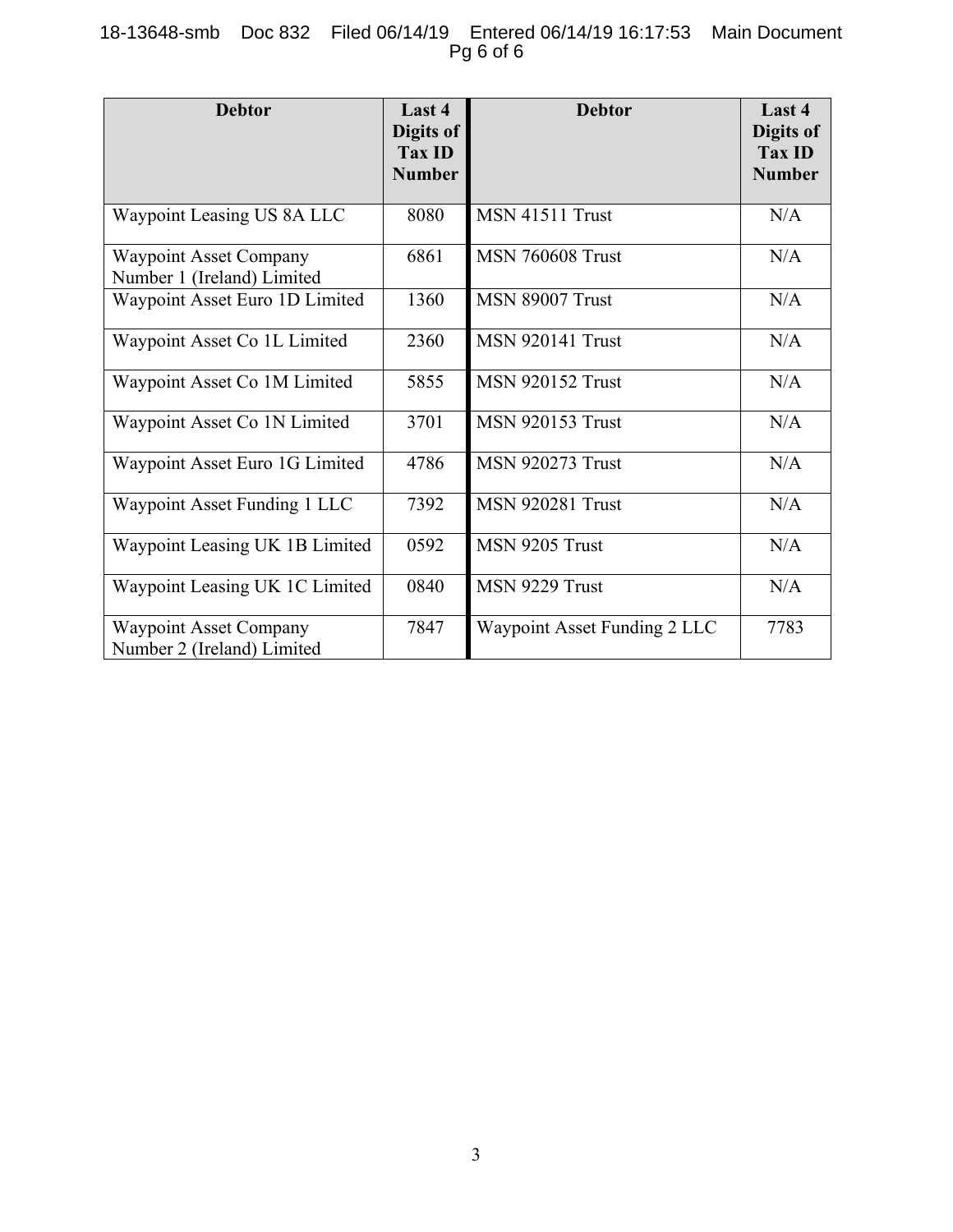| Debtor | Last 4 Digits of Tax ID Number | Debtor | Last 4 Digits of Tax ID Number |
|---|---|---|---|
| Waypoint Leasing US 8A LLC | 8080 | MSN 41511 Trust | N/A |
| Waypoint Asset Company Number 1 (Ireland) Limited | 6861 | MSN 760608 Trust | N/A |
| Waypoint Asset Euro 1D Limited | 1360 | MSN 89007 Trust | N/A |
| Waypoint Asset Co 1L Limited | 2360 | MSN 920141 Trust | N/A |
| Waypoint Asset Co 1M Limited | 5855 | MSN 920152 Trust | N/A |
| Waypoint Asset Co 1N Limited | 3701 | MSN 920153 Trust | N/A |
| Waypoint Asset Euro 1G Limited | 4786 | MSN 920273 Trust | N/A |
| Waypoint Asset Funding 1 LLC | 7392 | MSN 920281 Trust | N/A |
| Waypoint Leasing UK 1B Limited | 0592 | MSN 9205 Trust | N/A |
| Waypoint Leasing UK 1C Limited | 0840 | MSN 9229 Trust | N/A |
| Waypoint Asset Company Number 2 (Ireland) Limited | 7847 | Waypoint Asset Funding 2 LLC | 7783 |